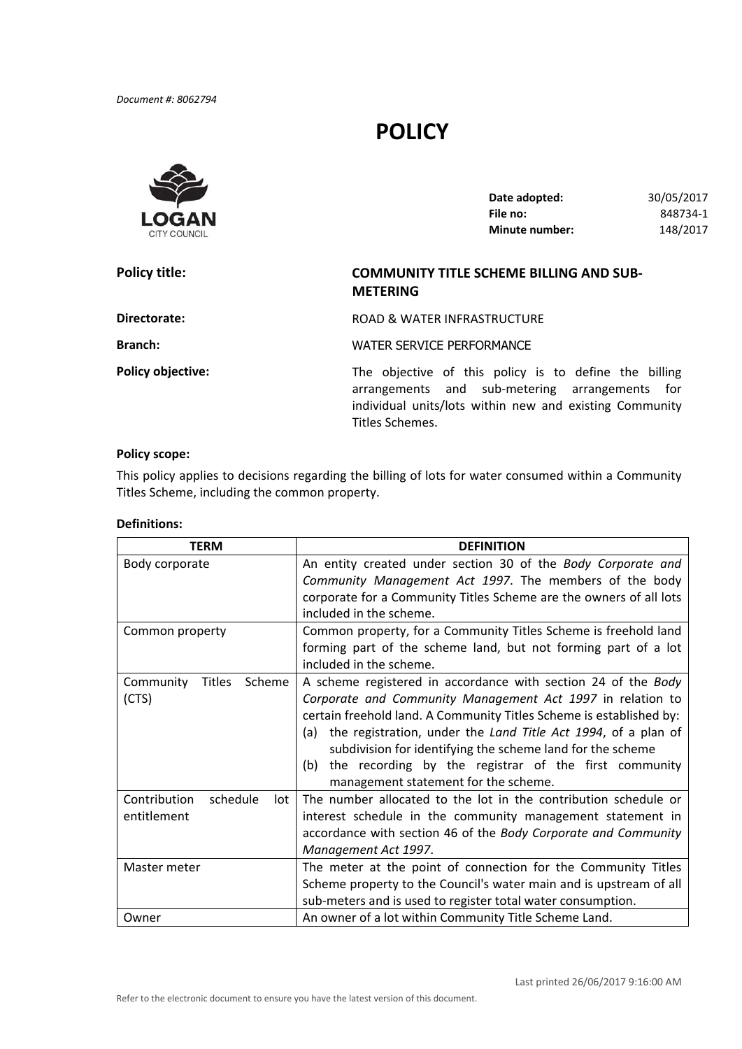*Document #: 8062794*

# POLICY

| | |
|---|---|
| **Date adopted:** | 30/05/2017 |
| **File no:** | 848734-1 |
| **Minute number:** | 148/2017 |

**Policy title:** **COMMUNITY TITLE SCHEME BILLING AND SUB-METERING**

**Directorate:** ROAD & WATER INFRASTRUCTURE

**Branch:** WATER SERVICE PERFORMANCE

**Policy objective:** The objective of this policy is to define the billing arrangements and sub-metering arrangements for individual units/lots within new and existing Community Titles Schemes.

**Policy scope:**

This policy applies to decisions regarding the billing of lots for water consumed within a Community Titles Scheme, including the common property.

**Definitions:**

| TERM | DEFINITION |
|---|---|
| Body corporate | An entity created under section 30 of the *Body Corporate and Community Management Act 1997*. The members of the body corporate for a Community Titles Scheme are the owners of all lots included in the scheme. |
| Common property | Common property, for a Community Titles Scheme is freehold land forming part of the scheme land, but not forming part of a lot included in the scheme. |
| Community Titles Scheme (CTS) | A scheme registered in accordance with section 24 of the *Body Corporate and Community Management Act 1997* in relation to certain freehold land. A Community Titles Scheme is established by:<br>(a) the registration, under the *Land Title Act 1994*, of a plan of subdivision for identifying the scheme land for the scheme<br>(b) the recording by the registrar of the first community management statement for the scheme. |
| Contribution schedule lot entitlement | The number allocated to the lot in the contribution schedule or interest schedule in the community management statement in accordance with section 46 of the *Body Corporate and Community Management Act 1997*. |
| Master meter | The meter at the point of connection for the Community Titles Scheme property to the Council's water main and is upstream of all sub-meters and is used to register total water consumption. |
| Owner | An owner of a lot within Community Title Scheme Land. |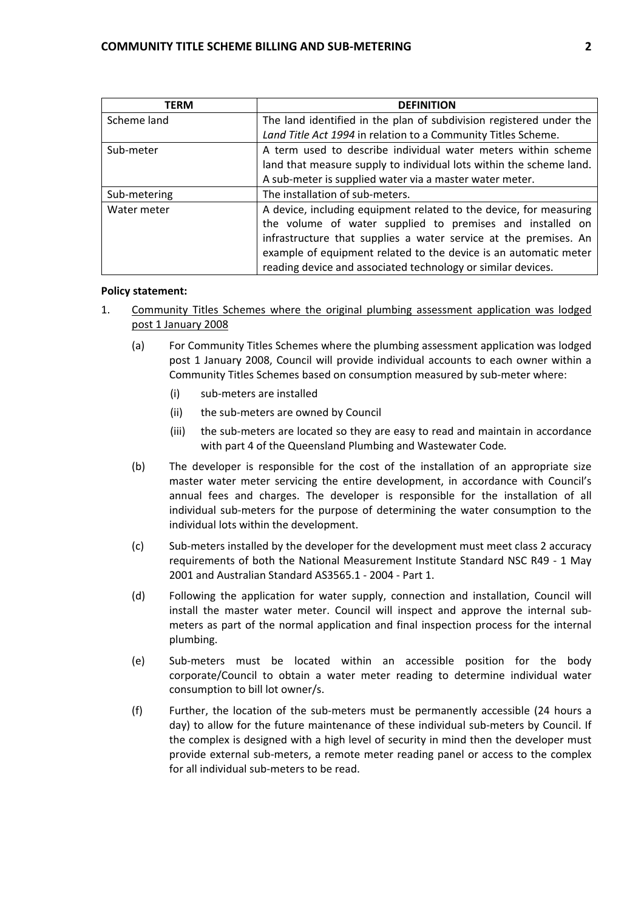| TERM | DEFINITION |
| --- | --- |
| Scheme land | The land identified in the plan of subdivision registered under the *Land Title Act 1994* in relation to a Community Titles Scheme. |
| Sub-meter | A term used to describe individual water meters within scheme land that measure supply to individual lots within the scheme land. A sub-meter is supplied water via a master water meter. |
| Sub-metering | The installation of sub-meters. |
| Water meter | A device, including equipment related to the device, for measuring the volume of water supplied to premises and installed on infrastructure that supplies a water service at the premises. An example of equipment related to the device is an automatic meter reading device and associated technology or similar devices. |

**Policy statement:**

1. Community Titles Schemes where the original plumbing assessment application was lodged post 1 January 2008

   (a) For Community Titles Schemes where the plumbing assessment application was lodged post 1 January 2008, Council will provide individual accounts to each owner within a Community Titles Schemes based on consumption measured by sub-meter where:

      (i) sub-meters are installed

      (ii) the sub-meters are owned by Council

      (iii) the sub-meters are located so they are easy to read and maintain in accordance with part 4 of the Queensland Plumbing and Wastewater Code.

   (b) The developer is responsible for the cost of the installation of an appropriate size master water meter servicing the entire development, in accordance with Council's annual fees and charges. The developer is responsible for the installation of all individual sub-meters for the purpose of determining the water consumption to the individual lots within the development.

   (c) Sub-meters installed by the developer for the development must meet class 2 accuracy requirements of both the National Measurement Institute Standard NSC R49 - 1 May 2001 and Australian Standard AS3565.1 - 2004 - Part 1.

   (d) Following the application for water supply, connection and installation, Council will install the master water meter. Council will inspect and approve the internal sub-meters as part of the normal application and final inspection process for the internal plumbing.

   (e) Sub-meters must be located within an accessible position for the body corporate/Council to obtain a water meter reading to determine individual water consumption to bill lot owner/s.

   (f) Further, the location of the sub-meters must be permanently accessible (24 hours a day) to allow for the future maintenance of these individual sub-meters by Council. If the complex is designed with a high level of security in mind then the developer must provide external sub-meters, a remote meter reading panel or access to the complex for all individual sub-meters to be read.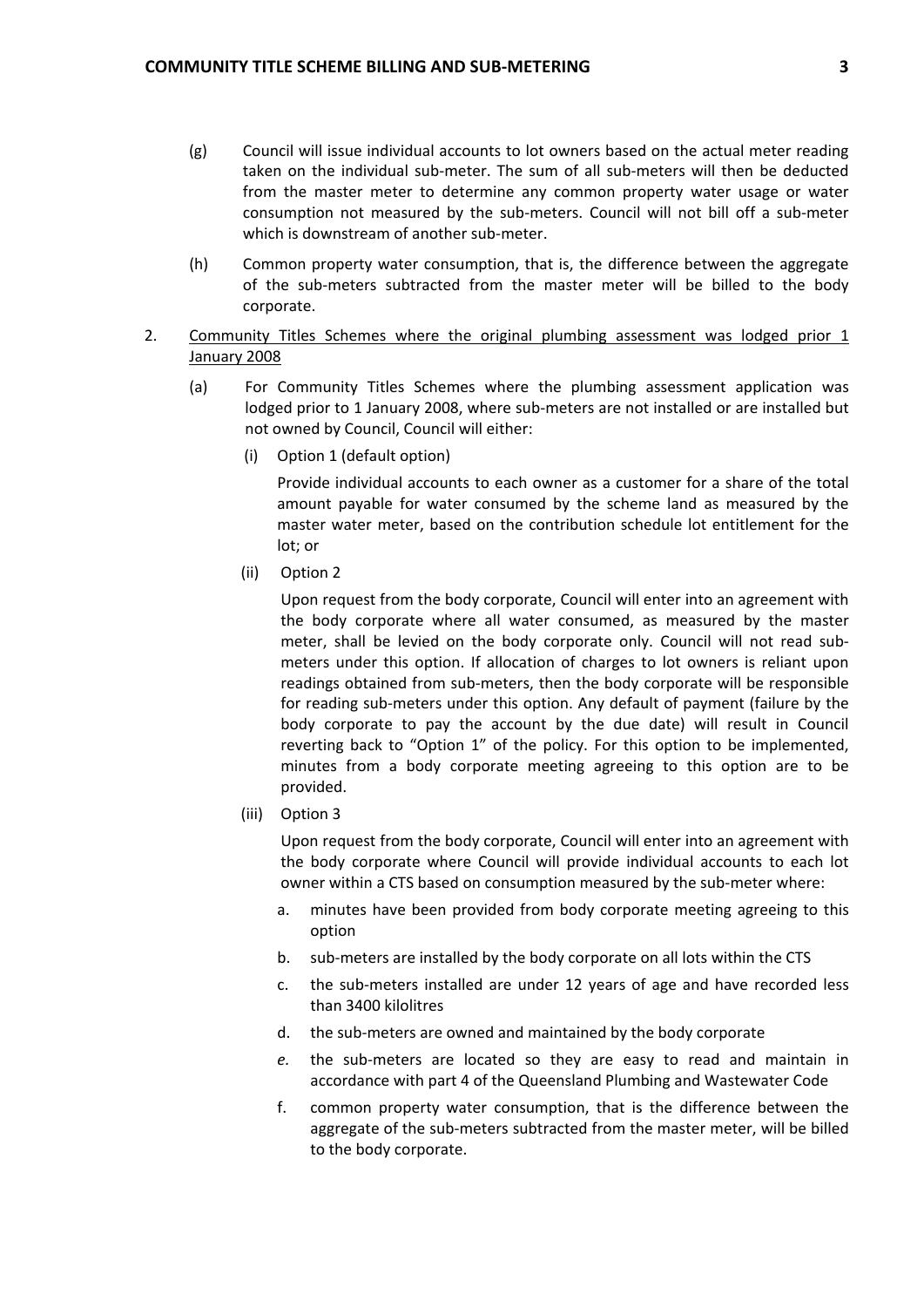(g) Council will issue individual accounts to lot owners based on the actual meter reading taken on the individual sub-meter. The sum of all sub-meters will then be deducted from the master meter to determine any common property water usage or water consumption not measured by the sub-meters. Council will not bill off a sub-meter which is downstream of another sub-meter.

(h) Common property water consumption, that is, the difference between the aggregate of the sub-meters subtracted from the master meter will be billed to the body corporate.

2. <u>Community Titles Schemes where the original plumbing assessment was lodged prior 1 January 2008</u>

   (a) For Community Titles Schemes where the plumbing assessment application was lodged prior to 1 January 2008, where sub-meters are not installed or are installed but not owned by Council, Council will either:

   (i) Option 1 (default option)

   Provide individual accounts to each owner as a customer for a share of the total amount payable for water consumed by the scheme land as measured by the master water meter, based on the contribution schedule lot entitlement for the lot; or

   (ii) Option 2

   Upon request from the body corporate, Council will enter into an agreement with the body corporate where all water consumed, as measured by the master meter, shall be levied on the body corporate only. Council will not read sub-meters under this option. If allocation of charges to lot owners is reliant upon readings obtained from sub-meters, then the body corporate will be responsible for reading sub-meters under this option. Any default of payment (failure by the body corporate to pay the account by the due date) will result in Council reverting back to "Option 1" of the policy. For this option to be implemented, minutes from a body corporate meeting agreeing to this option are to be provided.

   (iii) Option 3

   Upon request from the body corporate, Council will enter into an agreement with the body corporate where Council will provide individual accounts to each lot owner within a CTS based on consumption measured by the sub-meter where:

   a. minutes have been provided from body corporate meeting agreeing to this option
   b. sub-meters are installed by the body corporate on all lots within the CTS
   c. the sub-meters installed are under 12 years of age and have recorded less than 3400 kilolitres
   d. the sub-meters are owned and maintained by the body corporate
   *e.* the sub-meters are located so they are easy to read and maintain in accordance with part 4 of the Queensland Plumbing and Wastewater Code
   f. common property water consumption, that is the difference between the aggregate of the sub-meters subtracted from the master meter, will be billed to the body corporate.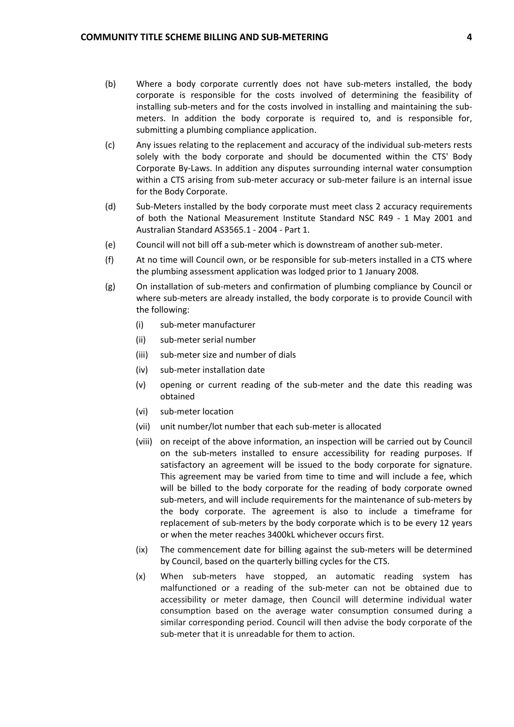(b) Where a body corporate currently does not have sub-meters installed, the body corporate is responsible for the costs involved of determining the feasibility of installing sub-meters and for the costs involved in installing and maintaining the sub-meters. In addition the body corporate is required to, and is responsible for, submitting a plumbing compliance application.

(c) Any issues relating to the replacement and accuracy of the individual sub-meters rests solely with the body corporate and should be documented within the CTS' Body Corporate By-Laws. In addition any disputes surrounding internal water consumption within a CTS arising from sub-meter accuracy or sub-meter failure is an internal issue for the Body Corporate.

(d) Sub-Meters installed by the body corporate must meet class 2 accuracy requirements of both the National Measurement Institute Standard NSC R49 - 1 May 2001 and Australian Standard AS3565.1 - 2004 - Part 1.

(e) Council will not bill off a sub-meter which is downstream of another sub-meter.

(f) At no time will Council own, or be responsible for sub-meters installed in a CTS where the plumbing assessment application was lodged prior to 1 January 2008.

(g) On installation of sub-meters and confirmation of plumbing compliance by Council or where sub-meters are already installed, the body corporate is to provide Council with the following:

   (i) sub-meter manufacturer

   (ii) sub-meter serial number

   (iii) sub-meter size and number of dials

   (iv) sub-meter installation date

   (v) opening or current reading of the sub-meter and the date this reading was obtained

   (vi) sub-meter location

   (vii) unit number/lot number that each sub-meter is allocated

   (viii) on receipt of the above information, an inspection will be carried out by Council on the sub-meters installed to ensure accessibility for reading purposes. If satisfactory an agreement will be issued to the body corporate for signature. This agreement may be varied from time to time and will include a fee, which will be billed to the body corporate for the reading of body corporate owned sub-meters, and will include requirements for the maintenance of sub-meters by the body corporate. The agreement is also to include a timeframe for replacement of sub-meters by the body corporate which is to be every 12 years or when the meter reaches 3400kL whichever occurs first.

   (ix) The commencement date for billing against the sub-meters will be determined by Council, based on the quarterly billing cycles for the CTS.

   (x) When sub-meters have stopped, an automatic reading system has malfunctioned or a reading of the sub-meter can not be obtained due to accessibility or meter damage, then Council will determine individual water consumption based on the average water consumption consumed during a similar corresponding period. Council will then advise the body corporate of the sub-meter that it is unreadable for them to action.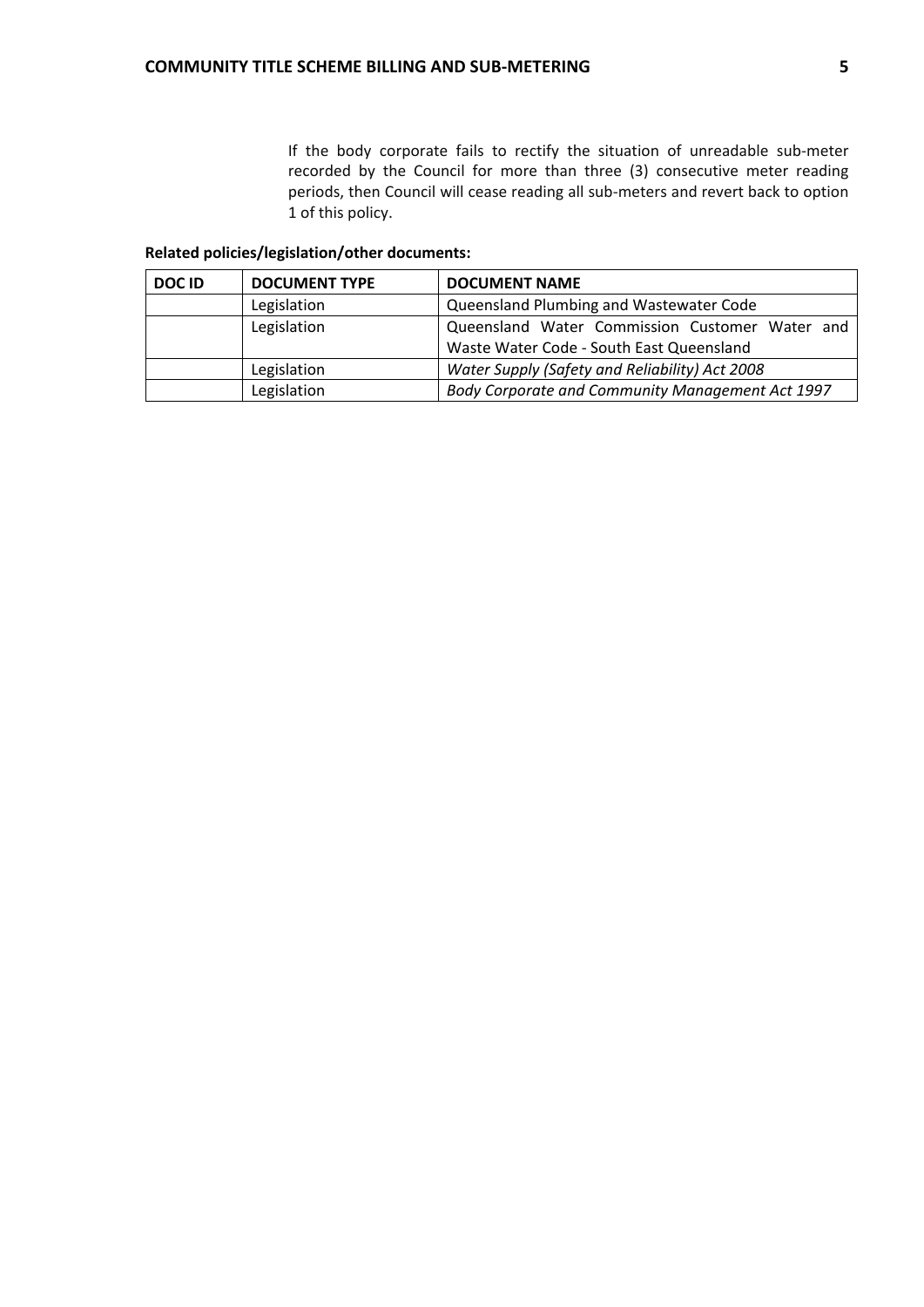If the body corporate fails to rectify the situation of unreadable sub-meter recorded by the Council for more than three (3) consecutive meter reading periods, then Council will cease reading all sub-meters and revert back to option 1 of this policy.

**Related policies/legislation/other documents:**

| DOC ID | DOCUMENT TYPE | DOCUMENT NAME |
|---|---|---|
| | Legislation | Queensland Plumbing and Wastewater Code |
| | Legislation | Queensland Water Commission Customer Water and Waste Water Code - South East Queensland |
| | Legislation | *Water Supply (Safety and Reliability) Act 2008* |
| | Legislation | *Body Corporate and Community Management Act 1997* |